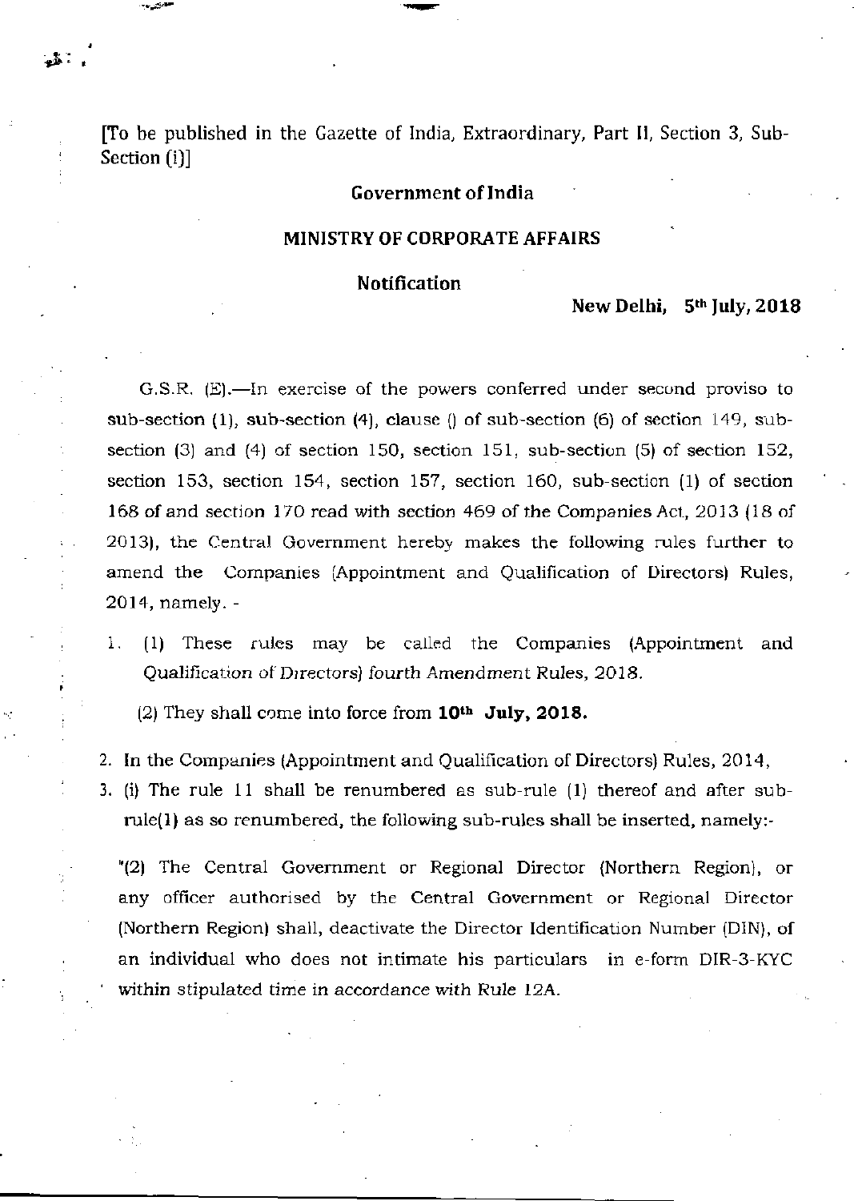[To be published in the Gazette of India, Extraordinary, Part II, Section 3, Sub-Section (i)]

**Government of India**

**MINISTRY OF CORPORATE AFFAIRS**

**Notification**

**New Delhi, 5th July, 2018**

G.S.R. (E).—In exercise of the powers conferred under second proviso to sub-section (1), sub-section (4), clause () of sub-section (6) of section 149, sub-section (3) and (4) of section 150, section 151, sub-section (5) of section 152, section 153, section 154, section 157, section 160, sub-section (1) of section 168 of and section 170 read with section 469 of the Companies Act, 2013 (18 of 2013), the Central Government hereby makes the following rules further to amend the Companies (Appointment and Qualification of Directors) Rules, 2014, namely. -

1. (1) These rules may be called the Companies (Appointment and Qualification of Directors) *fourth Amendment* Rules, 2018.

   (2) They shall come into force from **10th July, 2018.**

2. In the Companies (Appointment and Qualification of Directors) Rules, 2014,

3. (i) The rule 11 shall be renumbered as sub-rule (1) thereof and after sub-rule(1) as so renumbered, the following sub-rules shall be inserted, namely:-

"(2) The Central Government or Regional Director (Northern Region), or any officer authorised by the Central Government or Regional Director (Northern Region) shall, deactivate the Director Identification Number (DIN), of an individual who does not intimate his particulars in e-form DIR-3-KYC within stipulated time in accordance with Rule 12A.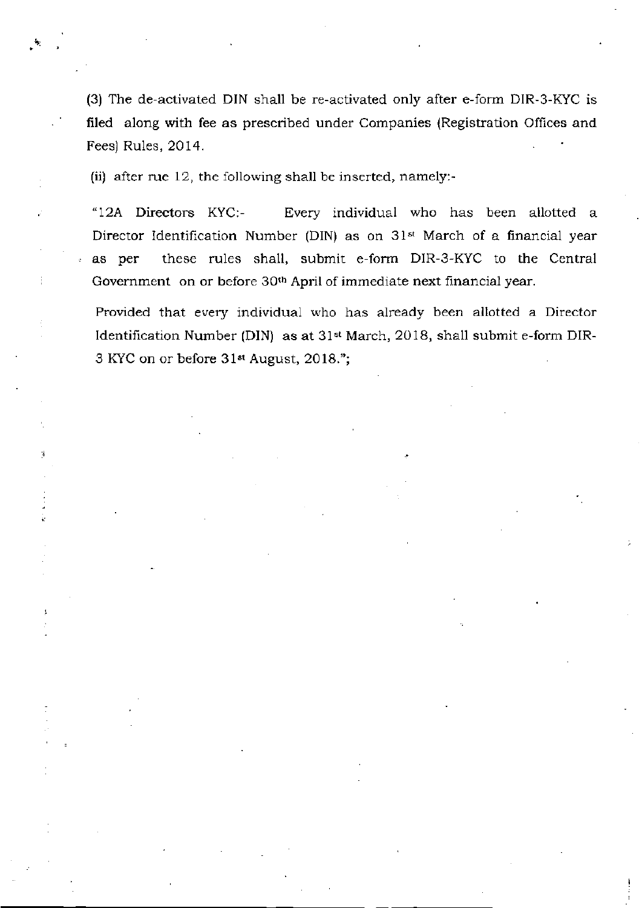(3) The de-activated DIN shall be re-activated only after e-form DIR-3-KYC is filed along with fee as prescribed under Companies (Registration Offices and Fees) Rules, 2014.

(ii) after rue 12, the following shall be inserted, namely:-

"12A **Directors KYC**:- Every individual who has been allotted a Director Identification Number (DIN) as on 31st March of a financial year as per these rules shall, submit e-form DIR-3-KYC to the Central Government on or before 30th April of immediate next financial year.

Provided that every individual who has already been allotted a Director Identification Number (DIN) as at 31st March, 2018, shall submit e-form DIR-3 KYC on or before 31st August, 2018.";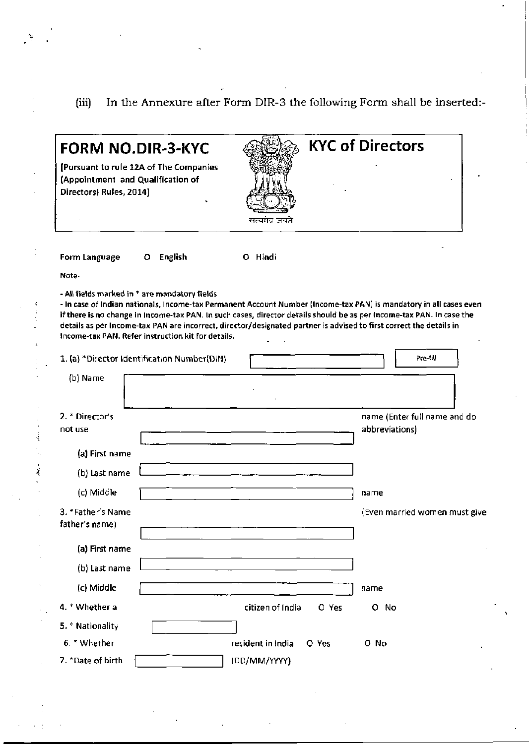(iii) In the Annexure after Form DIR-3 the following Form shall be inserted:-

# FORM NO.DIR-3-KYC

[Pursuant to rule 12A of The Companies (Appointment and Qualification of Directors) Rules, 2014]

सत्यमेव जयते

# KYC of Directors

Form Language O English O Hindi

Note-

- All fields marked in * are mandatory fields
- In case of Indian nationals, Income-tax Permanent Account Number (Income-tax PAN) is mandatory in all cases even if there is no change in Income-tax PAN. In such cases, director details should be as per Income-tax PAN. In case the details as per Income-tax PAN are incorrect, director/designated partner is advised to first correct the details in Income-tax PAN. Refer instruction kit for details.

1. (a) *Director Identification Number(DIN) [ ] Pre-fill

   (b) Name [ ]

2. * Director's name (Enter full name and do not use abbreviations)

   (a) First name [ ]

   (b) Last name [ ]

   (c) Middle name [ ]

3. *Father's Name (Even married women must give father's name)

   (a) First name [ ]

   (b) Last name [ ]

   (c) Middle name [ ]

4. * Whether a citizen of India O Yes O No

5. * Nationality [ ]

6. * Whether resident in India O Yes O No

7. *Date of birth [ ] (DD/MM/YYYY)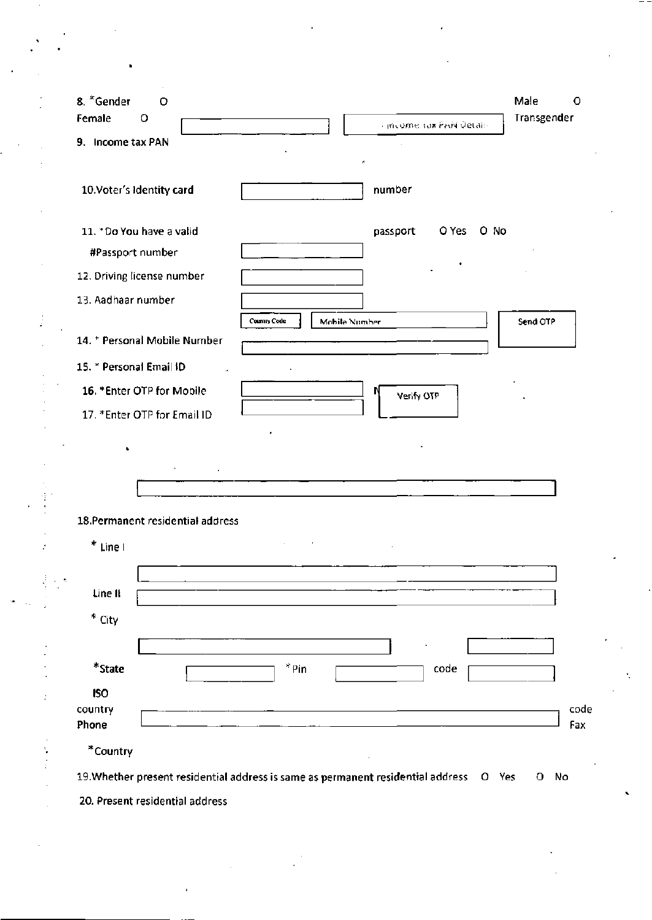8. *Gender O Male O Female O Transgender

Income tax PAN Details

9. Income tax PAN

10.Voter's Identity card number

11. *Do You have a valid passport O Yes O No

#Passport number

12. Driving license number

13. Aadhaar number

Country Code Mobile Number Send OTP

14. * Personal Mobile Number

15. * Personal Email ID

16. *Enter OTP for Mobile Verify OTP

17. *Enter OTP for Email ID

18.Permanent residential address

\* Line I

Line II

\* City

*State *Pin code

ISO country code

Phone Fax

*Country

19.Whether present residential address is same as permanent residential address O Yes O No

20. Present residential address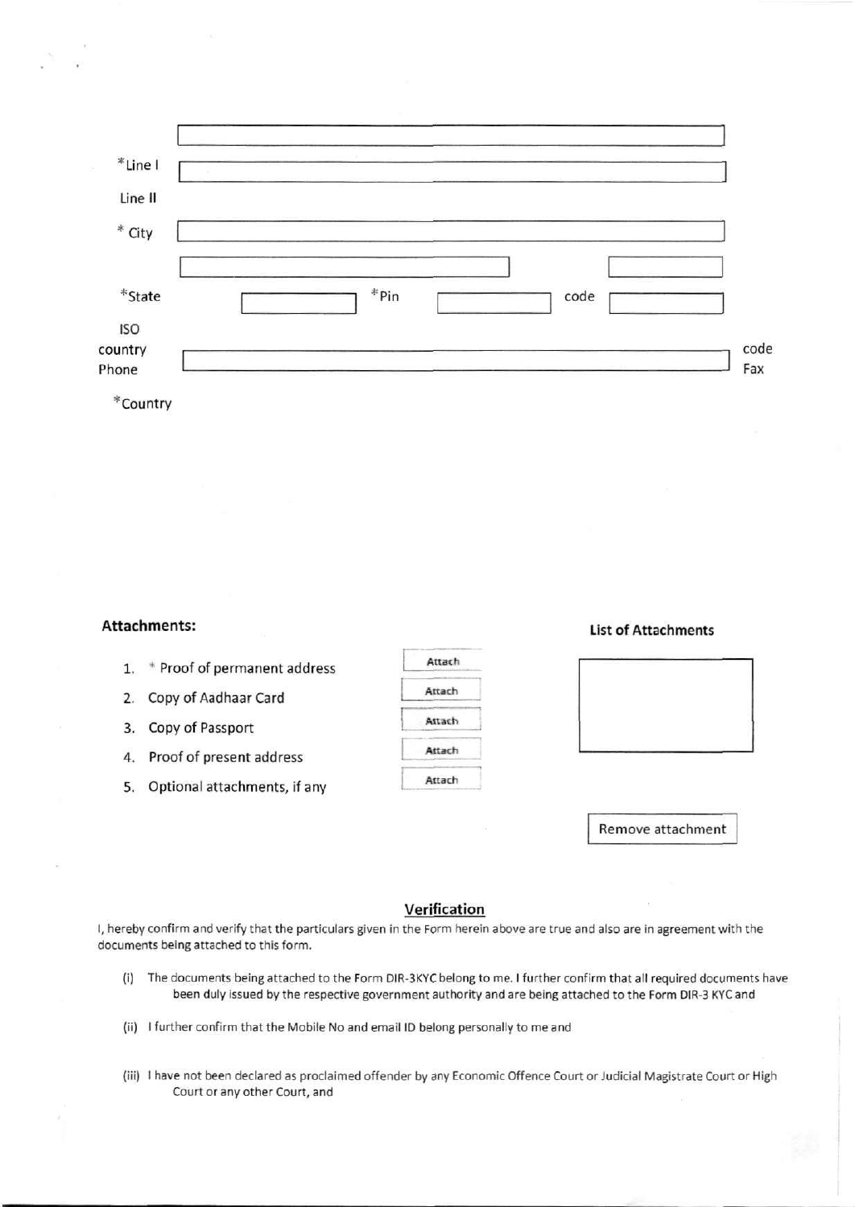*Line I

Line II

* City

*State　　　　*Pin　　　　code

ISO country code

Phone　　　　Fax

*Country

**Attachments:**

1. * Proof of permanent address　　Attach
2. Copy of Aadhaar Card　　Attach
3. Copy of Passport　　Attach
4. Proof of present address　　Attach
5. Optional attachments, if any　　Attach

**List of Attachments**

Remove attachment

## Verification

I, hereby confirm and verify that the particulars given in the Form herein above are true and also are in agreement with the documents being attached to this form.

(i) The documents being attached to the Form DIR-3KYC belong to me. I further confirm that all required documents have been duly issued by the respective government authority and are being attached to the Form DIR-3 KYC and

(ii) I further confirm that the Mobile No and email ID belong personally to me and

(iii) I have not been declared as proclaimed offender by any Economic Offence Court or Judicial Magistrate Court or High Court or any other Court, and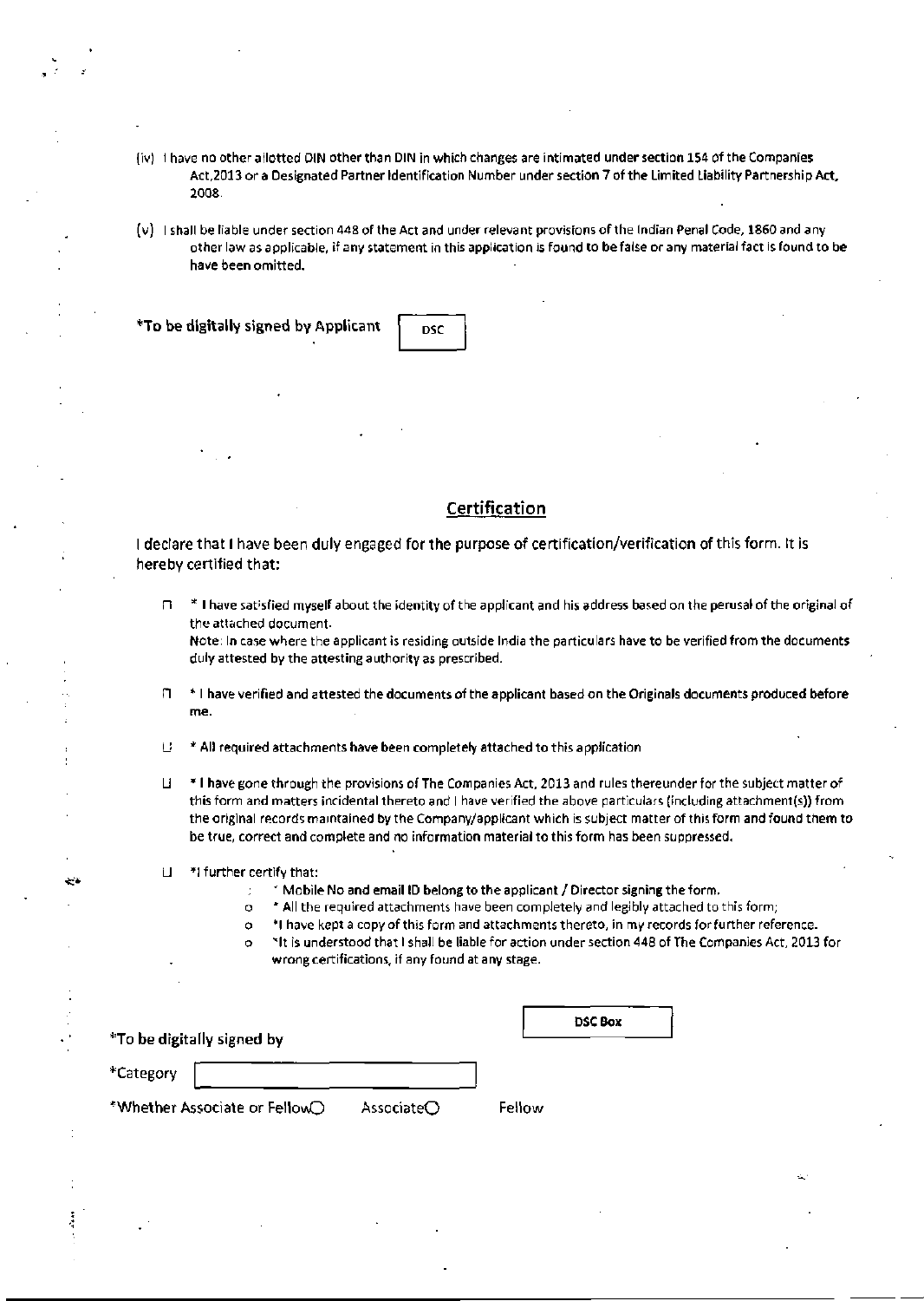(iv) I have no other allotted DIN other than DIN in which changes are intimated under section 154 of the Companies Act,2013 or a Designated Partner Identification Number under section 7 of the Limited Liability Partnership Act, 2008.

(v) I shall be liable under section 448 of the Act and under relevant provisions of the Indian Penal Code, 1860 and any other law as applicable, if any statement in this application is found to be false or any material fact is found to be have been omitted.

**\*To be digitally signed by Applicant** DSC

## Certification

I declare that I have been duly engaged for the purpose of certification/verification of this form. It is hereby certified that:

- \* I have satisfied myself about the identity of the applicant and his address based on the perusal of the original of the attached document.
  Note: In case where the applicant is residing outside India the particulars have to be verified from the documents duly attested by the attesting authority as prescribed.
- \* I have verified and attested the documents of the applicant based on the Originals documents produced before me.
- \* All required attachments have been completely attached to this application
- \* I have gone through the provisions of The Companies Act, 2013 and rules thereunder for the subject matter of this form and matters incidental thereto and I have verified the above particulars (including attachment(s)) from the original records maintained by the Company/applicant which is subject matter of this form and found them to be true, correct and complete and no information material to this form has been suppressed.
- \*I further certify that:
  - \* Mobile No and email ID belong to the applicant / Director signing the form.
  - \* All the required attachments have been completely and legibly attached to this form;
  - \*I have kept a copy of this form and attachments thereto, in my records for further reference.
  - \*It is understood that I shall be liable for action under section 448 of The Companies Act, 2013 for wrong certifications, if any found at any stage.

\*To be digitally signed by DSC Box

\*Category

\*Whether Associate or Fellow ○ Associate ○ Fellow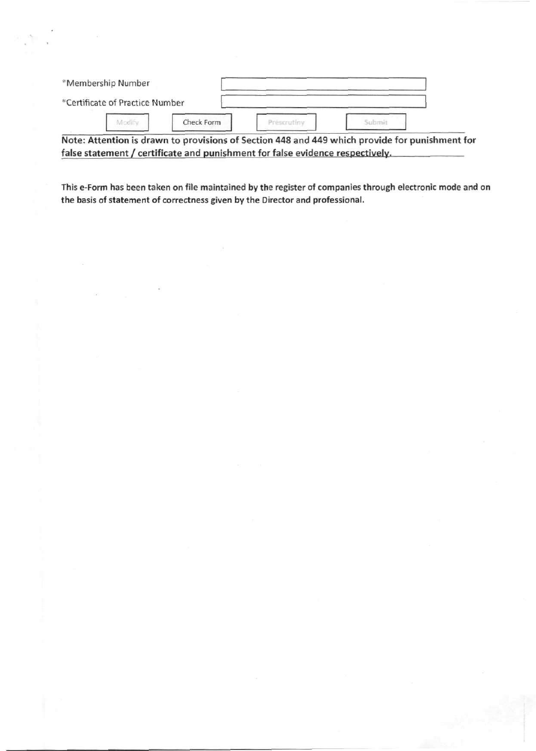| *Membership Number | |
|---|---|
| *Certificate of Practice Number | |

Modify | Check Form | Prescrutiny | Submit

**Note: Attention is drawn to provisions of Section 448 and 449 which provide for punishment for false statement / certificate and punishment for false evidence respectively.**

**This e-Form has been taken on file maintained by the register of companies through electronic mode and on the basis of statement of correctness given by the Director and professional.**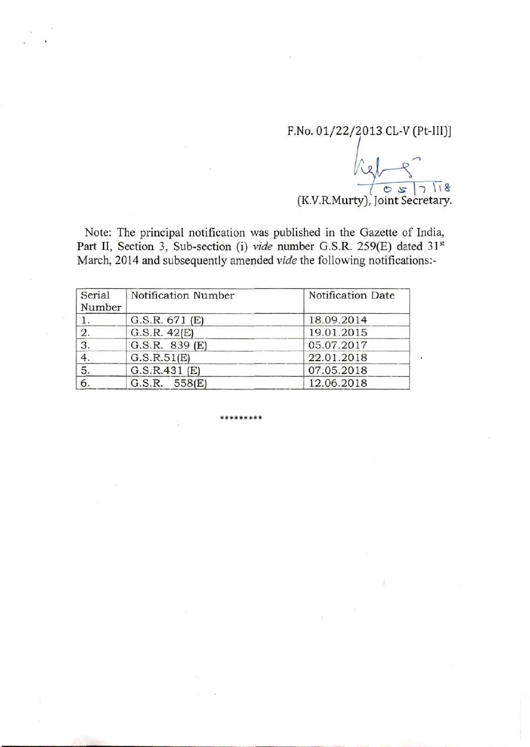F.No. 01/22/2013 CL-V (Pt-III)]

05/7/18

(K.V.R.Murty), Joint Secretary.

Note: The principal notification was published in the Gazette of India, Part II, Section 3, Sub-section (i) *vide* number G.S.R. 259(E) dated 31st March, 2014 and subsequently amended *vide* the following notifications:-

| Serial Number | Notification Number | Notification Date |
|---|---|---|
| 1. | G.S.R. 671 (E) | 18.09.2014 |
| 2. | G.S.R. 42(E) | 19.01.2015 |
| 3. | G.S.R. 839 (E) | 05.07.2017 |
| 4. | G.S.R.51(E) | 22.01.2018 |
| 5. | G.S.R.431 (E) | 07.05.2018 |
| 6. | G.S.R. 558(E) | 12.06.2018 |

*********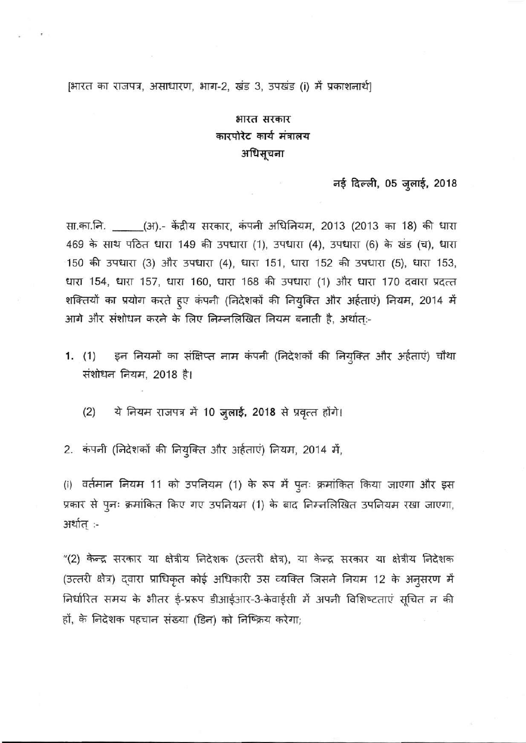[भारत का राजपत्र, असाधारण, भाग-2, खंड 3, उपखंड (i) में प्रकाशनार्थ]

भारत सरकार
कारपोरेट कार्य मंत्रालय
अधिसूचना

नई दिल्ली, 05 जुलाई, 2018

सा.का.नि. ______(अ).- केंद्रीय सरकार, कंपनी अधिनियम, 2013 (2013 का 18) की धारा 469 के साथ पठित धारा 149 की उपधारा (1), उपधारा (4), उपधारा (6) के खंड (च), धारा 150 की उपधारा (3) और उपधारा (4), धारा 151, धारा 152 की उपधारा (5), धारा 153, धारा 154, धारा 157, धारा 160, धारा 168 की उपधारा (1) और धारा 170 दवारा प्रदत्त शक्तियों का प्रयोग करते हुए कंपनी (निदेशकों की नियुक्ति और अर्हताएं) नियम, 2014 में आगे और संशोधन करने के लिए निम्नलिखित नियम बनाती है, अर्थात्:-

1. (1) इन नियमों का संक्षिप्त नाम कंपनी (निदेशकों की नियुक्ति और अर्हताएं) चौथा संशोधन नियम, 2018 है।

   (2) ये नियम राजपत्र में 10 जुलाई, 2018 से प्रवृत्त होंगे।

2. कंपनी (निदेशकों की नियुक्ति और अर्हताएं) नियम, 2014 में,

(i) वर्तमान नियम 11 को उपनियम (1) के रूप में पुनः क्रमांकित किया जाएगा और इस प्रकार से पुनः क्रमांकित किए गए उपनियम (1) के बाद निम्नलिखित उपनियम रखा जाएगा, अर्थात् :-

"(2) केन्द्र सरकार या क्षेत्रीय निदेशक (उत्तरी क्षेत्र), या केन्द्र सरकार या क्षेत्रीय निदेशक (उत्तरी क्षेत्र) द्वारा प्राधिकृत कोई अधिकारी उस व्यक्ति जिसने नियम 12 के अनुसरण में निर्धारित समय के भीतर ई-प्ररूप डीआईआर-3-केवाईसी में अपनी विशिष्टताएं सूचित न की हों, के निदेशक पहचान संख्या (डिन) को निष्क्रिय करेगा;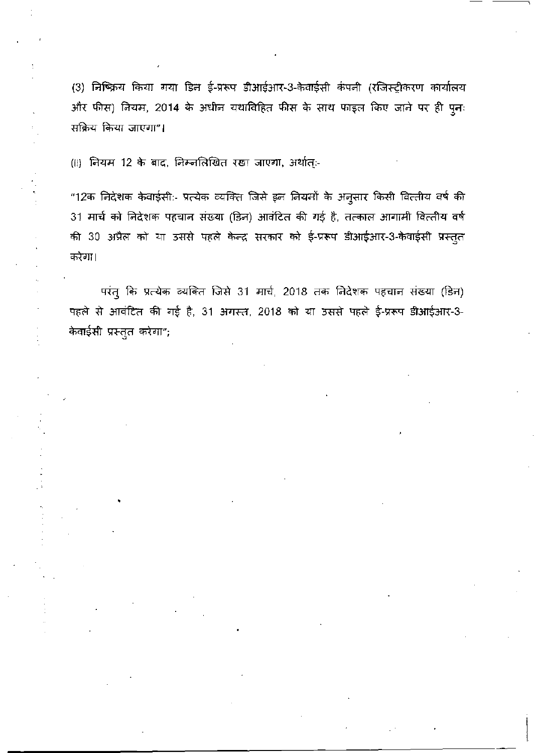(3) निष्क्रिय किया गया डिन ई-प्ररूप डीआईआर-3-केवाईसी कंपनी (रजिस्ट्रीकरण कार्यालय और फीस) नियम, 2014 के अधीन यथाविहित फीस के साथ फाइल किए जाने पर ही पुनः सक्रिय किया जाएगा"।

(ii) नियम 12 के बाद, निम्नलिखित रखा जाएगा, अर्थात्:-

"12क निदेशक केवाईसी:- प्रत्येक व्यक्ति जिसे इन नियमों के अनुसार किसी वित्तीय वर्ष की 31 मार्च को निदेशक पहचान संख्या (डिन) आवंटित की गई है, तत्काल आगामी वित्तीय वर्ष की 30 अप्रैल को या उससे पहले केन्द्र सरकार को ई-प्ररूप डीआईआर-3-केवाईसी प्रस्तुत करेगा।

परंतु कि प्रत्येक व्यक्ति जिसे 31 मार्च, 2018 तक निदेशक पहचान संख्या (डिन) पहले से आवंटित की गई है, 31 अगस्त, 2018 को या उससे पहले ई-प्ररूप डीआईआर-3-केवाईसी प्रस्तुत करेगा";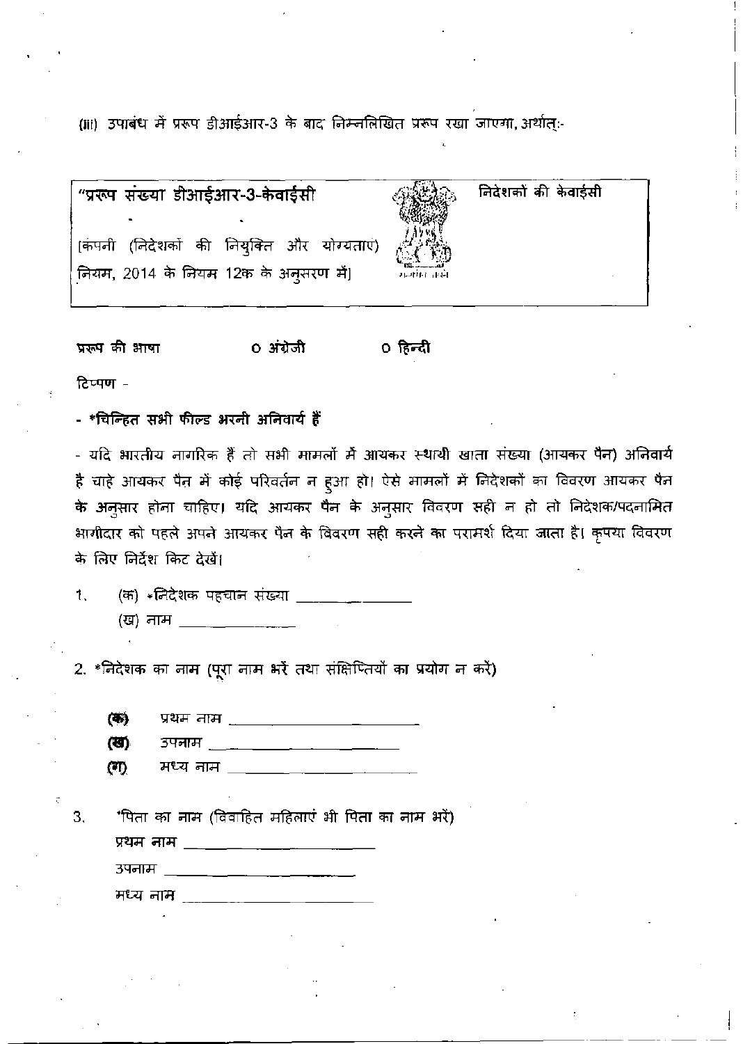(iii) उपाबंध में प्ररूप डीआईआर-3 के बाद निम्नलिखित प्ररूप रखा जाएगा, अर्थात्:-

| "प्ररूप संख्या डीआईआर-3-केवाईसी<br><br>[कंपनी (निदेशकों की नियुक्ति और योग्यताएं) नियम, 2014 के नियम 12क के अनुसरण में] | | निदेशकों की केवाईसी |
|---|---|---|

**प्ररूप की भाषा** ○ अंग्रेजी ○ **हिन्दी**

टिप्पण -

- ***चिन्हित सभी फील्ड भरनी अनिवार्य हैं**

- यदि भारतीय नागरिक हैं तो सभी मामलों में आयकर स्थायी खाता संख्या (आयकर पैन) अनिवार्य है चाहे आयकर पैन में कोई परिवर्तन न हुआ हो। ऐसे मामलों में निदेशकों का विवरण आयकर पैन के अनुसार होना चाहिए। यदि आयकर पैन के अनुसार विवरण सही न हो तो निदेशक/पदनामित भागीदार को पहले अपने आयकर पैन के विवरण सही करने का परामर्श दिया जाता है। कृपया विवरण के लिए निर्देश किट देखें।

1. (क) *निदेशक पहचान संख्या ________________
   (ख) नाम ________________

2. *निदेशक का नाम (पूरा नाम भरें तथा संक्षिप्तियों का प्रयोग न करें)

   **(क)** प्रथम नाम ________________________
   **(ख)** उपनाम ________________________
   **(ग)** मध्य नाम ________________________

3. *पिता का नाम (विवाहित महिलाएं भी पिता का नाम भरें)
   प्रथम नाम ________________________
   उपनाम ________________________
   मध्य नाम ________________________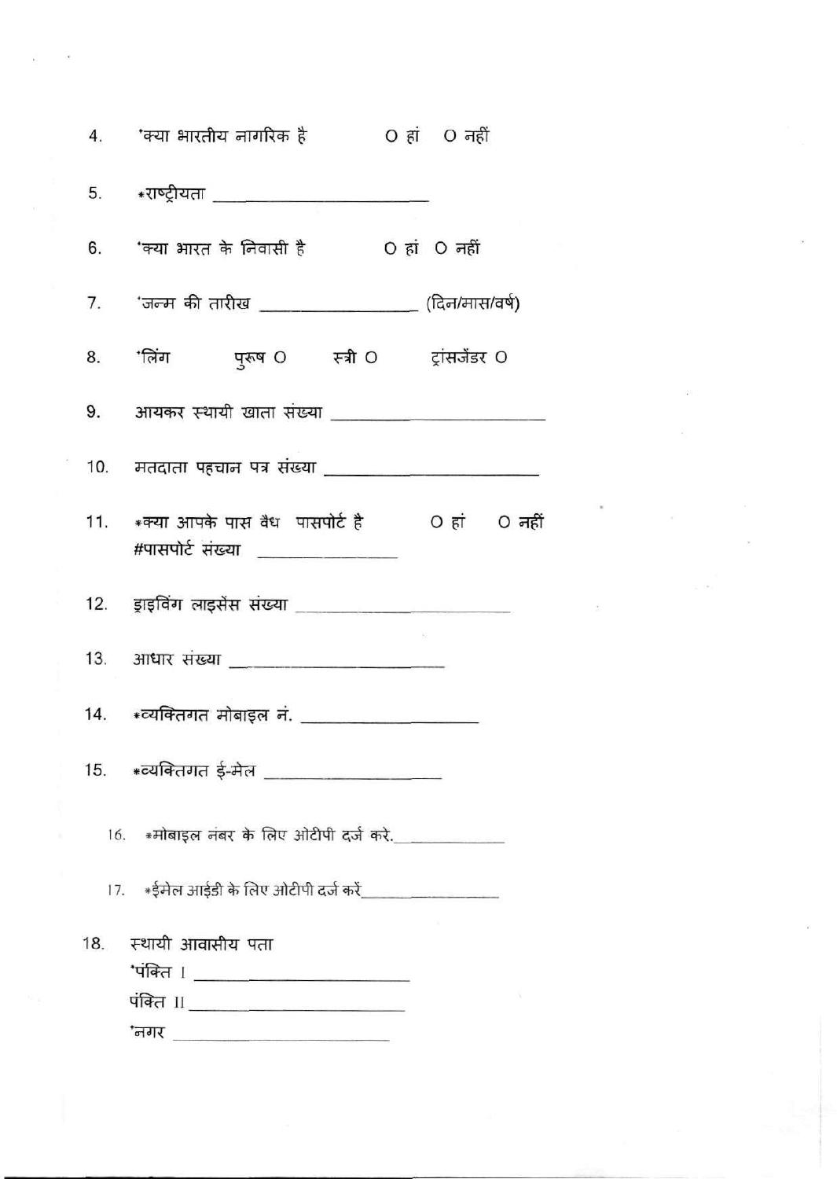4. *क्या भारतीय नागरिक है O हां O नहीं

5. *राष्ट्रीयता ____________________

6. *क्या भारत के निवासी है O हां O नहीं

7. *जन्म की तारीख ________________ (दिन/मास/वर्ष)

8. *लिंग पुरूष O स्त्री O ट्रांसजेंडर O

9. आयकर स्थायी खाता संख्या ____________________

10. मतदाता पहचान पत्र संख्या ____________________

11. *क्या आपके पास वैध पासपोर्ट है O हां O नहीं
#पासपोर्ट संख्या ______________

12. ड्राइविंग लाइसेंस संख्या ____________________

13. आधार संख्या ____________________

14. *व्यक्तिगत मोबाइल नं. ________________

15. *व्यक्तिगत ई-मेल ________________

16. *मोबाइल नंबर के लिए ओटीपी दर्ज करे.____________

17. *ईमेल आईडी के लिए ओटीपी दर्ज करें______________

18. स्थायी आवासीय पता
*पंक्ति I ____________________
पंक्ति II ____________________
*नगर ____________________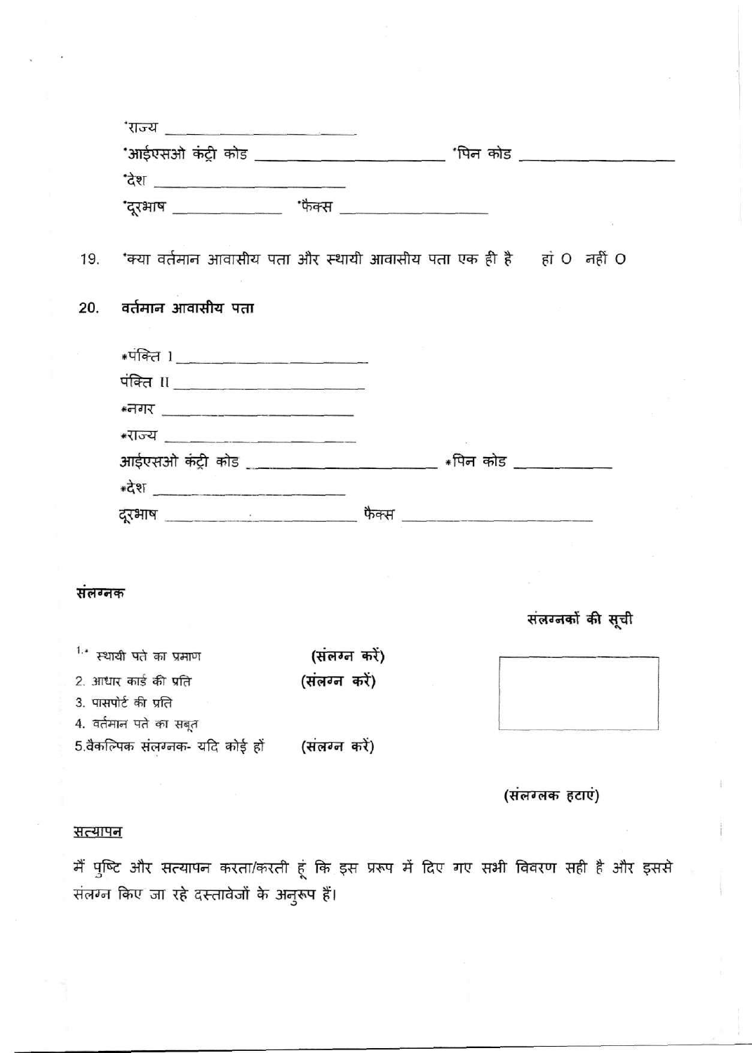*राज्य ____________________

*आईएसओ कंट्री कोड ____________________ *पिन कोड ____________________

*देश ____________________

*दूरभाष ____________ *फैक्स ______________

19. *क्या वर्तमान आवासीय पता और स्थायी आवासीय पता एक ही है हां O नहीं O

20. **वर्तमान आवासीय पता**

*पंक्ति I ____________________

पंक्ति II ____________________

*नगर ____________________

*राज्य ____________________

आईएसओ कंट्री कोड ____________________ *पिन कोड ____________

*देश ____________________

दूरभाष ____________________ फैक्स ____________________

**संलग्नक**

**संलग्नकों की सूची**

1.* स्थायी पते का प्रमाण **(संलग्न करें)**

2. आधार कार्ड की प्रति **(संलग्न करें)**

3. पासपोर्ट की प्रति

4. वर्तमान पते का सबूत

5.वैकल्पिक संलग्नक- यदि कोई हों **(संलग्न करें)**

**(संलग्लक हटाएं)**

<u>सत्यापन</u>

मैं पुष्टि और सत्यापन करता/करती हूं कि इस प्ररूप में दिए गए सभी विवरण सही है और इससे संलग्न किए जा रहे दस्तावेजों के अनुरूप हैं।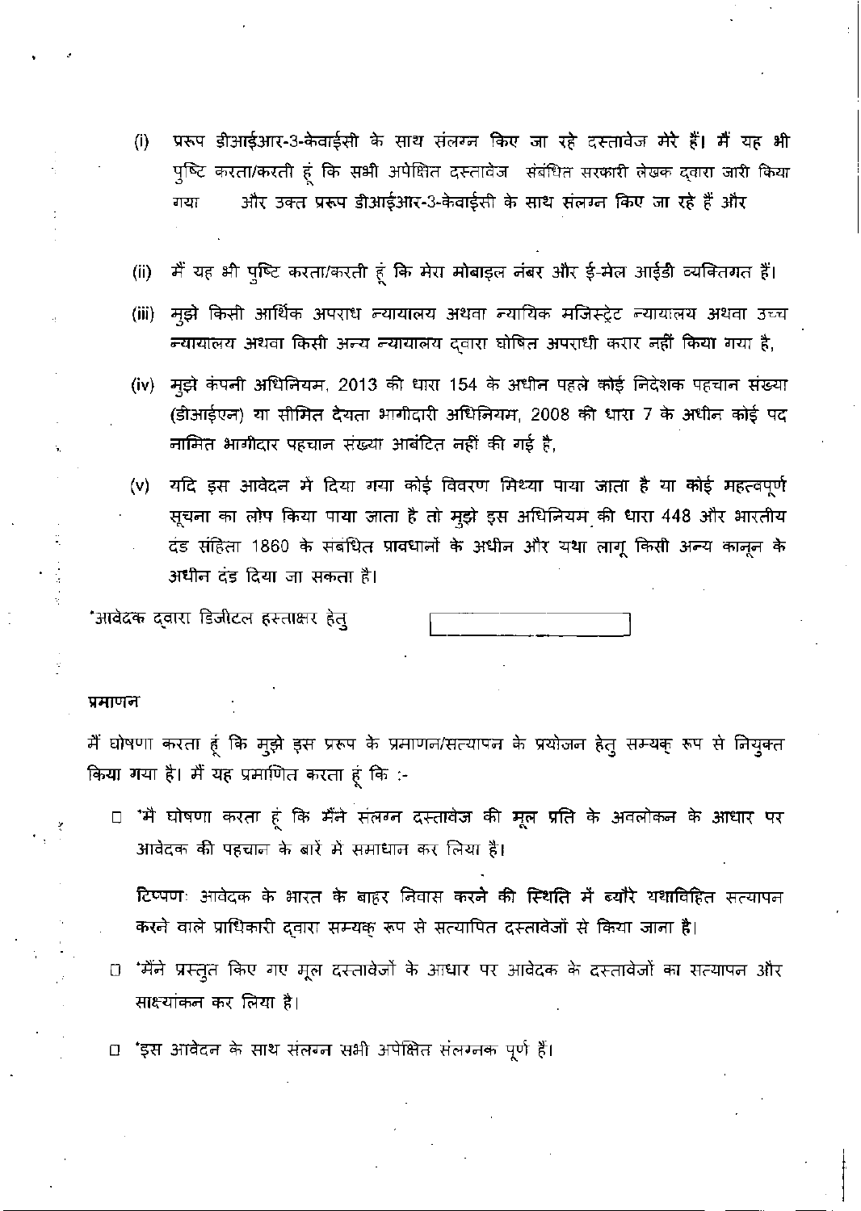(i) प्ररूप डीआईआर-3-केवाईसी के साथ संलग्न किए जा रहे दस्तावेज मेरे हैं। मैं यह भी पुष्टि करता/करती हूं कि सभी अपेक्षित दस्तावेज संबंधित सरकारी लेखक द्वारा जारी किया गया और उक्त प्ररूप डीआईआर-3-केवाईसी के साथ संलग्न किए जा रहे हैं और

(ii) मैं यह भी पुष्टि करता/करती हूं कि मेरा मोबाइल नंबर और ई-मेल आईडी व्यक्तिगत हैं।

(iii) मुझे किसी आर्थिक अपराध न्यायालय अथवा न्यायिक मजिस्ट्रेट न्यायालय अथवा उच्च न्यायालय अथवा किसी अन्य न्यायालय द्वारा घोषित अपराधी करार नहीं किया गया है,

(iv) मुझे कंपनी अधिनियम, 2013 की धारा 154 के अधीन पहले कोई निदेशक पहचान संख्या (डीआईएन) या सीमित देयता भागीदारी अधिनियम, 2008 की धारा 7 के अधीन कोई पद नामित भागीदार पहचान संख्या आबंटित नहीं की गई है,

(v) यदि इस आवेदन में दिया गया कोई विवरण मिथ्या पाया जाता है या कोई महत्वपूर्ण सूचना का लोप किया पाया जाता है तो मुझे इस अधिनियम की धारा 448 और भारतीय दंड संहिता 1860 के संबंधित प्रावधानों के अधीन और यथा लागू किसी अन्य कानून के अधीन दंड दिया जा सकता है।

*आवेदक द्वारा डिजीटल हस्ताक्षर हेतु

**प्रमाणन**

मैं घोषणा करता हूं कि मुझे इस प्ररूप के प्रमाणन/सत्यापन के प्रयोजन हेतु सम्यक् रूप से नियुक्त किया गया है। मैं यह प्रमाणित करता हूं कि :-

☐ *मै घोषणा करता हूं कि मैंने संलग्न दस्तावेज की मूल प्रति के अवलोकन के आधार पर आवेदक की पहचान के बारे में समाधान कर लिया है।

**टिप्पणः** आवेदक के भारत के बाहर निवास करने की स्थिति में ब्यौरे यथाविहित सत्यापन करने वाले प्राधिकारी द्वारा सम्यक् रूप से सत्यापित दस्तावेजों से किया जाना है।

☐ *मैंने प्रस्तुत किए गए मूल दस्तावेजों के आधार पर आवेदक के दस्तावेजों का सत्यापन और साक्ष्यांकन कर लिया है।

☐ *इस आवेदन के साथ संलग्न सभी अपेक्षित संलग्नक पूर्ण हैं।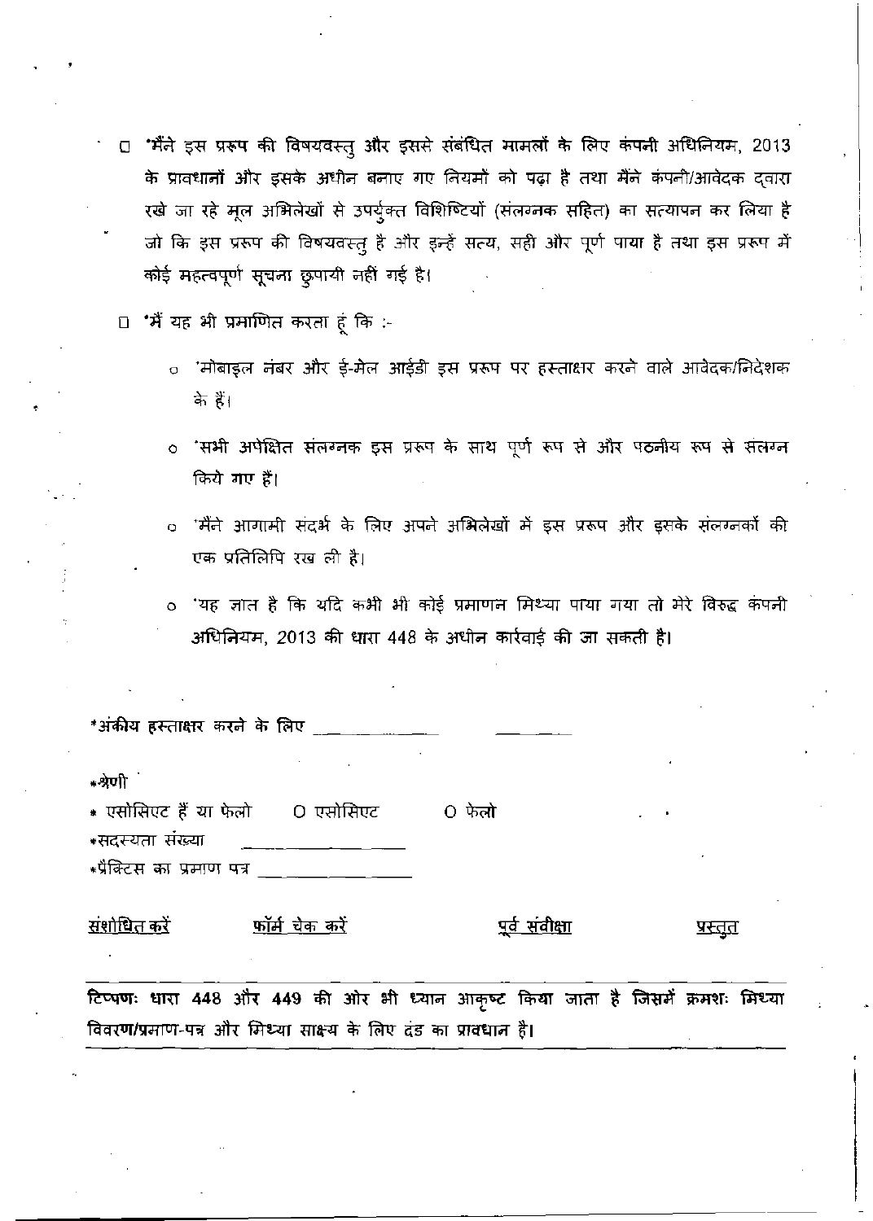- □ *मैंने इस प्ररूप की विषयवस्तु और इससे संबंधित मामलों के लिए कंपनी अधिनियम, 2013 के प्रावधानों और इसके अधीन बनाए गए नियमों को पढ़ा है तथा मैंने कंपनी/आवेदक द्वारा रखे जा रहे मूल अभिलेखों से उपर्युक्त विशिष्टियों (संलग्नक सहित) का सत्यापन कर लिया है जो कि इस प्ररूप की विषयवस्तु है और इन्हें सत्य, सही और पूर्ण पाया है तथा इस प्ररूप में कोई महत्वपूर्ण सूचना छुपायी नहीं गई है।

- □ *मैं यह भी प्रमाणित करता हूं कि :-

  - o *मोबाइल नंबर और ई-मेल आईडी इस प्ररूप पर हस्ताक्षर करने वाले आवेदक/निदेशक के हैं।
  - o *सभी अपेक्षित संलग्नक इस प्ररूप के साथ पूर्ण रूप से और पठनीय रूप से संलग्न किये गए हैं।
  - o *मैंने आगामी संदर्भ के लिए अपने अभिलेखों में इस प्ररूप और इसके संलग्नकों की एक प्रतिलिपि रख ली है।
  - o *यह ज्ञात है कि यदि कभी भी कोई प्रमाणन मिथ्या पाया गया तो मेरे विरुद्ध कंपनी अधिनियम, 2013 की धारा 448 के अधीन कार्रवाई की जा सकती है।

*अंकीय हस्ताक्षर करने के लिए ____________ ________

*श्रेणी

* एसोसिएट हैं या फेलो  O एसोसिएट  O फेलो

*सदस्यता संख्या ________________

*प्रैक्टिस का प्रमाण पत्र ________________

संशोधित करें  फॉर्म चेक करें  पूर्व संवीक्षा  प्रस्तुत

---

**टिप्पणः धारा 448 और 449 की ओर भी ध्यान आकृष्ट किया जाता है जिसमें क्रमशः मिथ्या विवरण/प्रमाण-पत्र और मिथ्या साक्ष्य के लिए दंड का प्रावधान है।**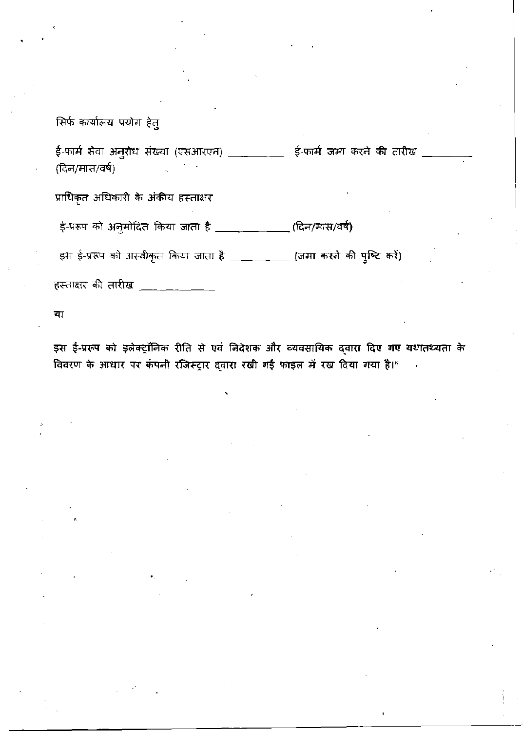सिर्फ कार्यालय प्रयोग हेतु

ई-फार्म सेवा अनुरोध संख्या (एसआरएन) __________ ई-फार्म जमा करने की तारीख __________ (दिन/मास/वर्ष)

प्राधिकृत अधिकारी के अंकीय हस्ताक्षर

ई-प्ररूप को अनुमोदित किया जाता है ______________ (दिन/मास/वर्ष)

इस ई-प्ररूप को अस्वीकृत किया जाता है ___________ (जमा करने की पुष्टि करें)

हस्ताक्षर की तारीख ______________

या

इस ई-प्ररूप को इलेक्ट्रॉनिक रीति से एवं निदेशक और व्यवसायिक द्वारा दिए गए यथातथ्यता के विवरण के आधार पर कंपनी रजिस्ट्रार द्वारा रखी गई फाइल में रख दिया गया है।"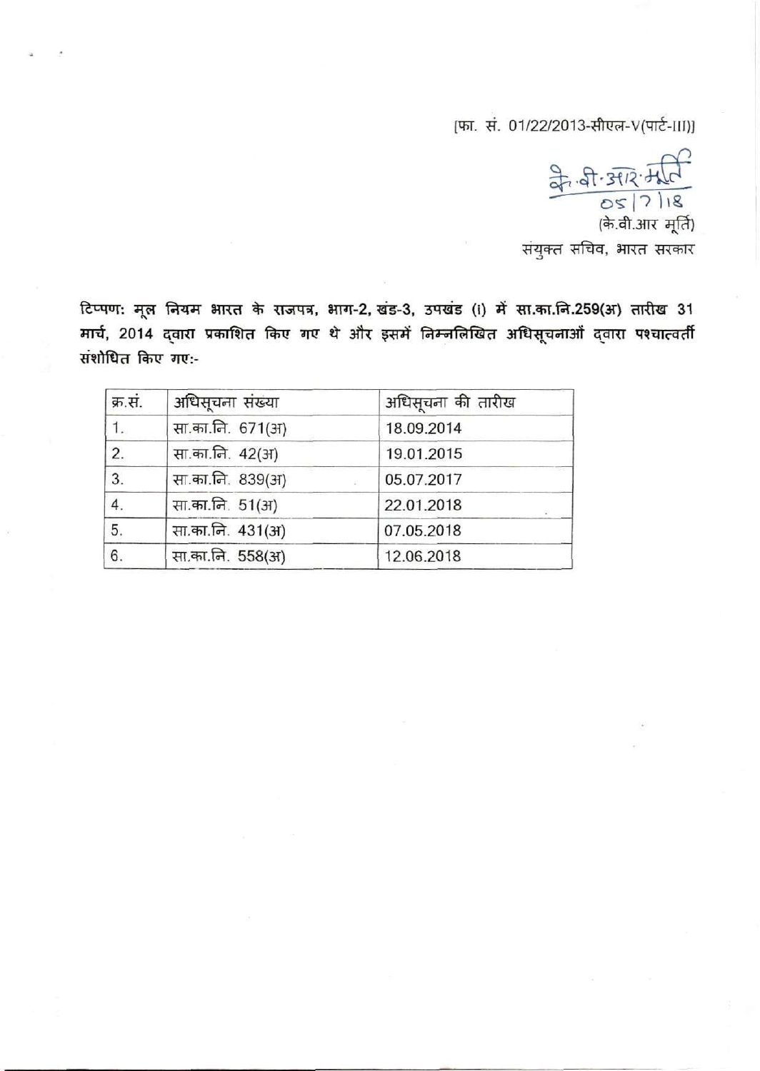[फा. सं. 01/22/2013-सीएल-V(पार्ट-III)]

के.वी.आर मूर्ति
05/7/18

(के.वी.आर मूर्ति)

संयुक्त सचिव, भारत सरकार

**टिप्पण: मूल नियम भारत के राजपत्र, भाग-2, खंड-3, उपखंड (i) में सा.का.नि.259(अ) तारीख 31 मार्च, 2014 द्वारा प्रकाशित किए गए थे और इसमें निम्नलिखित अधिसूचनाओं द्वारा पश्चात्वर्ती संशोधित किए गए:-**

| क्र.सं. | अधिसूचना संख्या | अधिसूचना की तारीख |
|---|---|---|
| 1. | सा.का.नि. 671(अ) | 18.09.2014 |
| 2. | सा.का.नि. 42(अ) | 19.01.2015 |
| 3. | सा.का.नि. 839(अ) | 05.07.2017 |
| 4. | सा.का.नि. 51(अ) | 22.01.2018 |
| 5. | सा.का.नि. 431(अ) | 07.05.2018 |
| 6. | सा.का.नि. 558(अ) | 12.06.2018 |